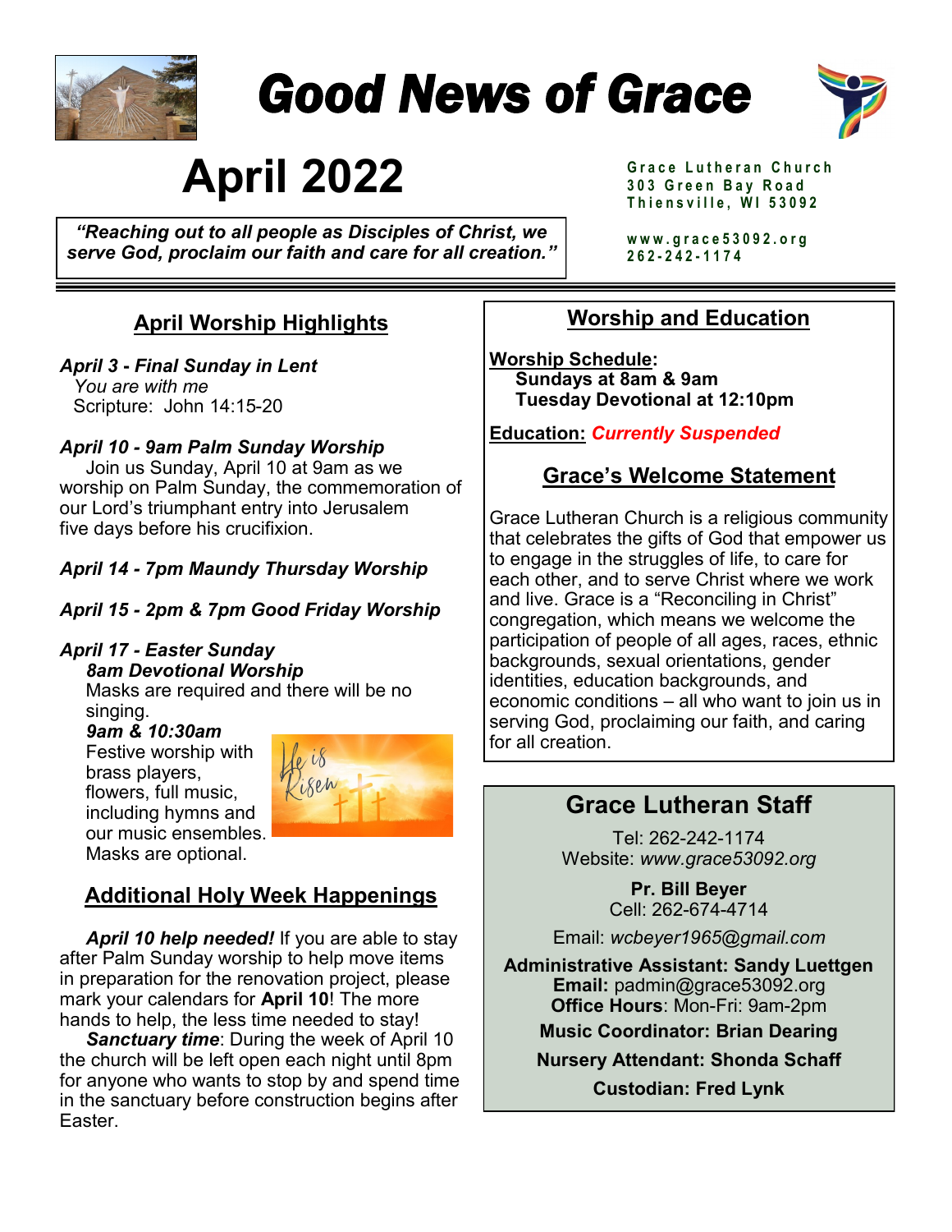# Good News of Grace

# April 2022

*"Reaching out to all people as Disciples of Christ, we serve God, proclaim our faith and care for all creation."*

**Grace Lutheran Church**
**303 Green Bay Road**
**Thiensville, WI 53092**

**www.grace53092.org**
**262-242-1174**

## April Worship Highlights

***April 3 - Final Sunday in Lent***
*You are with me*
Scripture: John 14:15-20

***April 10 - 9am Palm Sunday Worship***
Join us Sunday, April 10 at 9am as we worship on Palm Sunday, the commemoration of our Lord's triumphant entry into Jerusalem five days before his crucifixion.

***April 14 - 7pm Maundy Thursday Worship***

***April 15 - 2pm & 7pm Good Friday Worship***

***April 17 - Easter Sunday***
***8am Devotional Worship***
Masks are required and there will be no singing.
***9am & 10:30am***
Festive worship with brass players, flowers, full music, including hymns and our music ensembles. Masks are optional.

## Additional Holy Week Happenings

***April 10 help needed!*** If you are able to stay after Palm Sunday worship to help move items in preparation for the renovation project, please mark your calendars for **April 10**! The more hands to help, the less time needed to stay!

***Sanctuary time***: During the week of April 10 the church will be left open each night until 8pm for anyone who wants to stop by and spend time in the sanctuary before construction begins after Easter.

## Worship and Education

**Worship Schedule:**
**Sundays at 8am & 9am**
**Tuesday Devotional at 12:10pm**

**Education:** ***Currently Suspended***

## Grace's Welcome Statement

Grace Lutheran Church is a religious community that celebrates the gifts of God that empower us to engage in the struggles of life, to care for each other, and to serve Christ where we work and live. Grace is a "Reconciling in Christ" congregation, which means we welcome the participation of people of all ages, races, ethnic backgrounds, sexual orientations, gender identities, education backgrounds, and economic conditions – all who want to join us in serving God, proclaiming our faith, and caring for all creation.

## Grace Lutheran Staff

Tel: 262-242-1174
Website: *www.grace53092.org*

**Pr. Bill Beyer**
Cell: 262-674-4714

Email: *wcbeyer1965@gmail.com*

**Administrative Assistant: Sandy Luettgen**
**Email:** padmin@grace53092.org
**Office Hours**: Mon-Fri: 9am-2pm

**Music Coordinator: Brian Dearing**

**Nursery Attendant: Shonda Schaff**

**Custodian: Fred Lynk**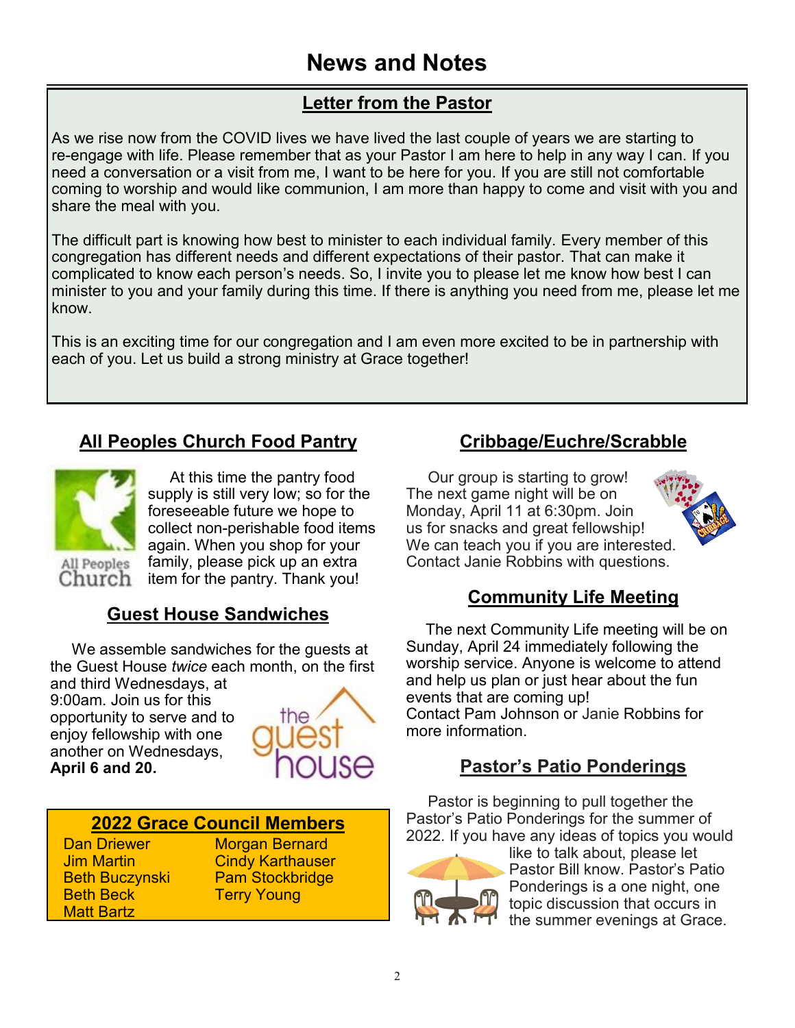# News and Notes

## Letter from the Pastor

As we rise now from the COVID lives we have lived the last couple of years we are starting to re-engage with life. Please remember that as your Pastor I am here to help in any way I can. If you need a conversation or a visit from me, I want to be here for you. If you are still not comfortable coming to worship and would like communion, I am more than happy to come and visit with you and share the meal with you.

The difficult part is knowing how best to minister to each individual family. Every member of this congregation has different needs and different expectations of their pastor. That can make it complicated to know each person's needs. So, I invite you to please let me know how best I can minister to you and your family during this time. If there is anything you need from me, please let me know.

This is an exciting time for our congregation and I am even more excited to be in partnership with each of you. Let us build a strong ministry at Grace together!

## All Peoples Church Food Pantry

At this time the pantry food supply is still very low; so for the foreseeable future we hope to collect non-perishable food items again. When you shop for your family, please pick up an extra item for the pantry. Thank you!

## Guest House Sandwiches

We assemble sandwiches for the guests at the Guest House *twice* each month, on the first and third Wednesdays, at 9:00am. Join us for this opportunity to serve and to enjoy fellowship with one another on Wednesdays, **April 6 and 20.**

## 2022 Grace Council Members

| | |
|---|---|
| Dan Driewer | Morgan Bernard |
| Jim Martin | Cindy Karthauser |
| Beth Buczynski | Pam Stockbridge |
| Beth Beck | Terry Young |
| Matt Bartz | |

## Cribbage/Euchre/Scrabble

Our group is starting to grow! The next game night will be on Monday, April 11 at 6:30pm. Join us for snacks and great fellowship! We can teach you if you are interested. Contact Janie Robbins with questions.

## Community Life Meeting

The next Community Life meeting will be on Sunday, April 24 immediately following the worship service. Anyone is welcome to attend and help us plan or just hear about the fun events that are coming up!
Contact Pam Johnson or Janie Robbins for more information.

## Pastor's Patio Ponderings

Pastor is beginning to pull together the Pastor's Patio Ponderings for the summer of 2022. If you have any ideas of topics you would like to talk about, please let Pastor Bill know. Pastor's Patio Ponderings is a one night, one topic discussion that occurs in the summer evenings at Grace.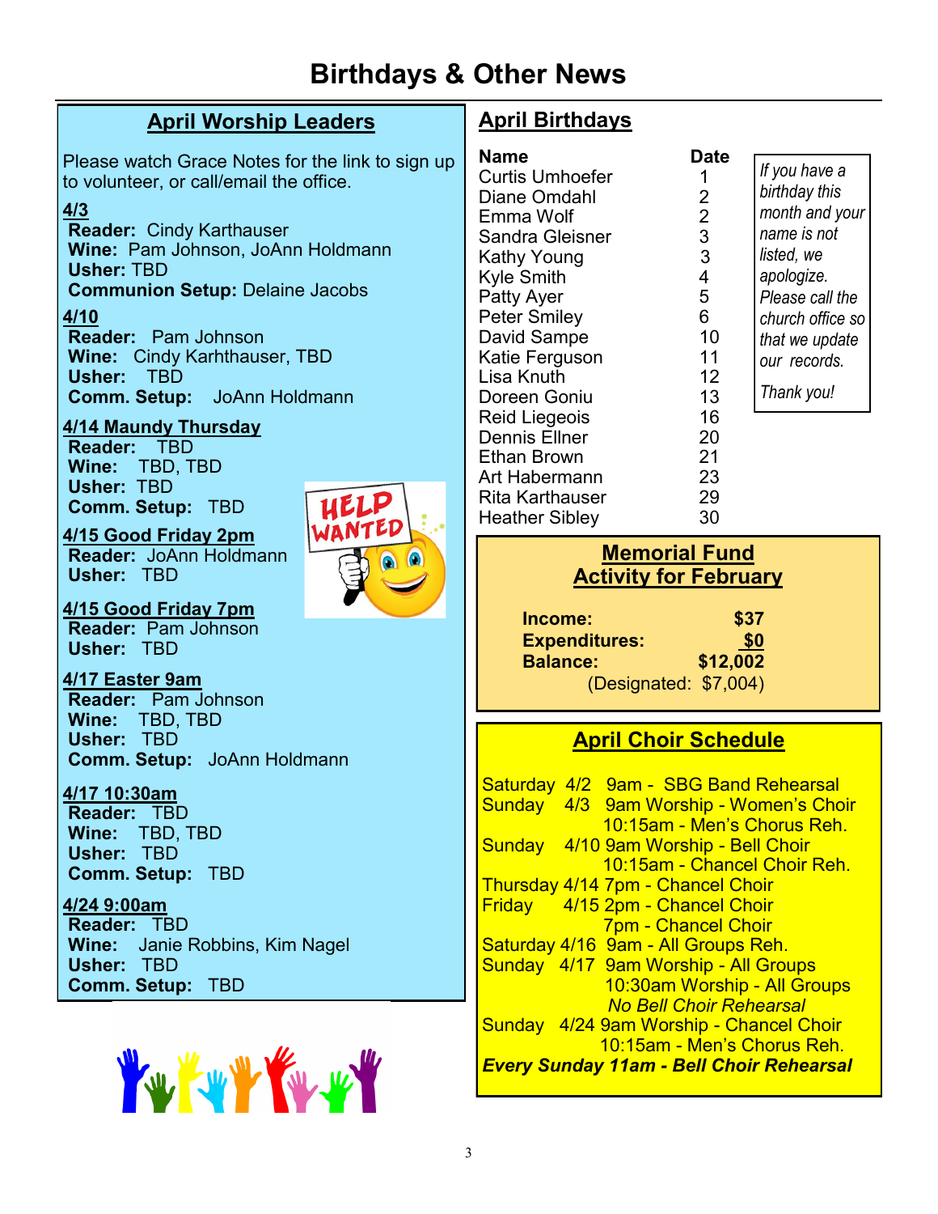# Birthdays & Other News

## April Worship Leaders

Please watch Grace Notes for the link to sign up to volunteer, or call/email the office.

**4/3**
**Reader:** Cindy Karthauser
**Wine:** Pam Johnson, JoAnn Holdmann
**Usher:** TBD
**Communion Setup:** Delaine Jacobs

**4/10**
**Reader:** Pam Johnson
**Wine:** Cindy Karhthauser, TBD
**Usher:** TBD
**Comm. Setup:** JoAnn Holdmann

**4/14 Maundy Thursday**
**Reader:** TBD
**Wine:** TBD, TBD
**Usher:** TBD
**Comm. Setup:** TBD

**4/15 Good Friday 2pm**
**Reader:** JoAnn Holdmann
**Usher:** TBD

**4/15 Good Friday 7pm**
**Reader:** Pam Johnson
**Usher:** TBD

**4/17 Easter 9am**
**Reader:** Pam Johnson
**Wine:** TBD, TBD
**Usher:** TBD
**Comm. Setup:** JoAnn Holdmann

**4/17 10:30am**
**Reader:** TBD
**Wine:** TBD, TBD
**Usher:** TBD
**Comm. Setup:** TBD

**4/24 9:00am**
**Reader:** TBD
**Wine:** Janie Robbins, Kim Nagel
**Usher:** TBD
**Comm. Setup:** TBD

## April Birthdays

| Name | Date |
|---|---|
| Curtis Umhoefer | 1 |
| Diane Omdahl | 2 |
| Emma Wolf | 2 |
| Sandra Gleisner | 3 |
| Kathy Young | 3 |
| Kyle Smith | 4 |
| Patty Ayer | 5 |
| Peter Smiley | 6 |
| David Sampe | 10 |
| Katie Ferguson | 11 |
| Lisa Knuth | 12 |
| Doreen Goniu | 13 |
| Reid Liegeois | 16 |
| Dennis Ellner | 20 |
| Ethan Brown | 21 |
| Art Habermann | 23 |
| Rita Karthauser | 29 |
| Heather Sibley | 30 |

*If you have a birthday this month and your name is not listed, we apologize. Please call the church office so that we update our records.*

*Thank you!*

## Memorial Fund Activity for February

| | |
|---|---|
| **Income:** | **$37** |
| **Expenditures:** | **$0** |
| **Balance:** | **$12,002** |

(Designated: $7,004)

## April Choir Schedule

Saturday 4/2 9am - SBG Band Rehearsal
Sunday 4/3 9am Worship - Women's Choir
10:15am - Men's Chorus Reh.
Sunday 4/10 9am Worship - Bell Choir
10:15am - Chancel Choir Reh.
Thursday 4/14 7pm - Chancel Choir
Friday 4/15 2pm - Chancel Choir
7pm - Chancel Choir
Saturday 4/16 9am - All Groups Reh.
Sunday 4/17 9am Worship - All Groups
10:30am Worship - All Groups
*No Bell Choir Rehearsal*
Sunday 4/24 9am Worship - Chancel Choir
10:15am - Men's Chorus Reh.
***Every Sunday 11am - Bell Choir Rehearsal***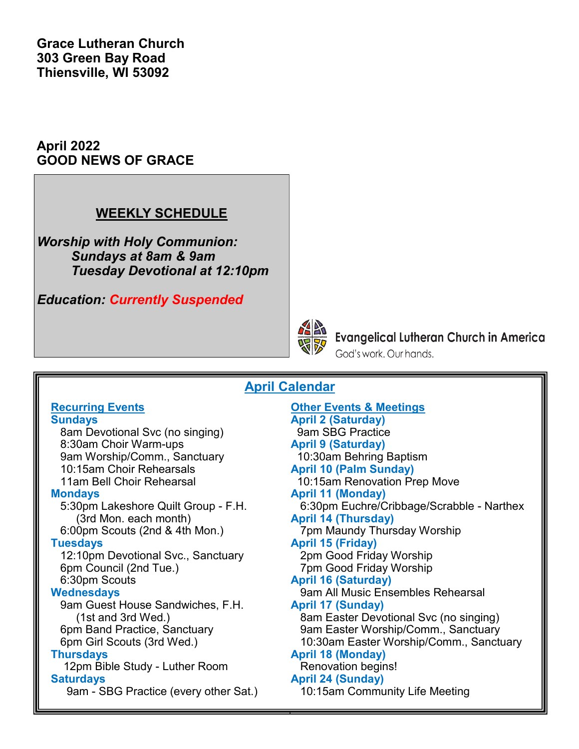**Grace Lutheran Church**
**303 Green Bay Road**
**Thiensville, WI 53092**

**April 2022**
**GOOD NEWS OF GRACE**

## WEEKLY SCHEDULE

***Worship with Holy Communion:***
***Sundays at 8am & 9am***
***Tuesday Devotional at 12:10pm***

***Education: Currently Suspended***

Evangelical Lutheran Church in America
God's work. Our hands.

## April Calendar

### Recurring Events

**Sundays**
- 8am Devotional Svc (no singing)
- 8:30am Choir Warm-ups
- 9am Worship/Comm., Sanctuary
- 10:15am Choir Rehearsals
- 11am Bell Choir Rehearsal

**Mondays**
- 5:30pm Lakeshore Quilt Group - F.H. (3rd Mon. each month)
- 6:00pm Scouts (2nd & 4th Mon.)

**Tuesdays**
- 12:10pm Devotional Svc., Sanctuary
- 6pm Council (2nd Tue.)
- 6:30pm Scouts

**Wednesdays**
- 9am Guest House Sandwiches, F.H. (1st and 3rd Wed.)
- 6pm Band Practice, Sanctuary
- 6pm Girl Scouts (3rd Wed.)

**Thursdays**
- 12pm Bible Study - Luther Room

**Saturdays**
- 9am - SBG Practice (every other Sat.)

### Other Events & Meetings

**April 2 (Saturday)**
- 9am SBG Practice

**April 9 (Saturday)**
- 10:30am Behring Baptism

**April 10 (Palm Sunday)**
- 10:15am Renovation Prep Move

**April 11 (Monday)**
- 6:30pm Euchre/Cribbage/Scrabble - Narthex

**April 14 (Thursday)**
- 7pm Maundy Thursday Worship

**April 15 (Friday)**
- 2pm Good Friday Worship
- 7pm Good Friday Worship

**April 16 (Saturday)**
- 9am All Music Ensembles Rehearsal

**April 17 (Sunday)**
- 8am Easter Devotional Svc (no singing)
- 9am Easter Worship/Comm., Sanctuary
- 10:30am Easter Worship/Comm., Sanctuary

**April 18 (Monday)**
- Renovation begins!

**April 24 (Sunday)**
- 10:15am Community Life Meeting